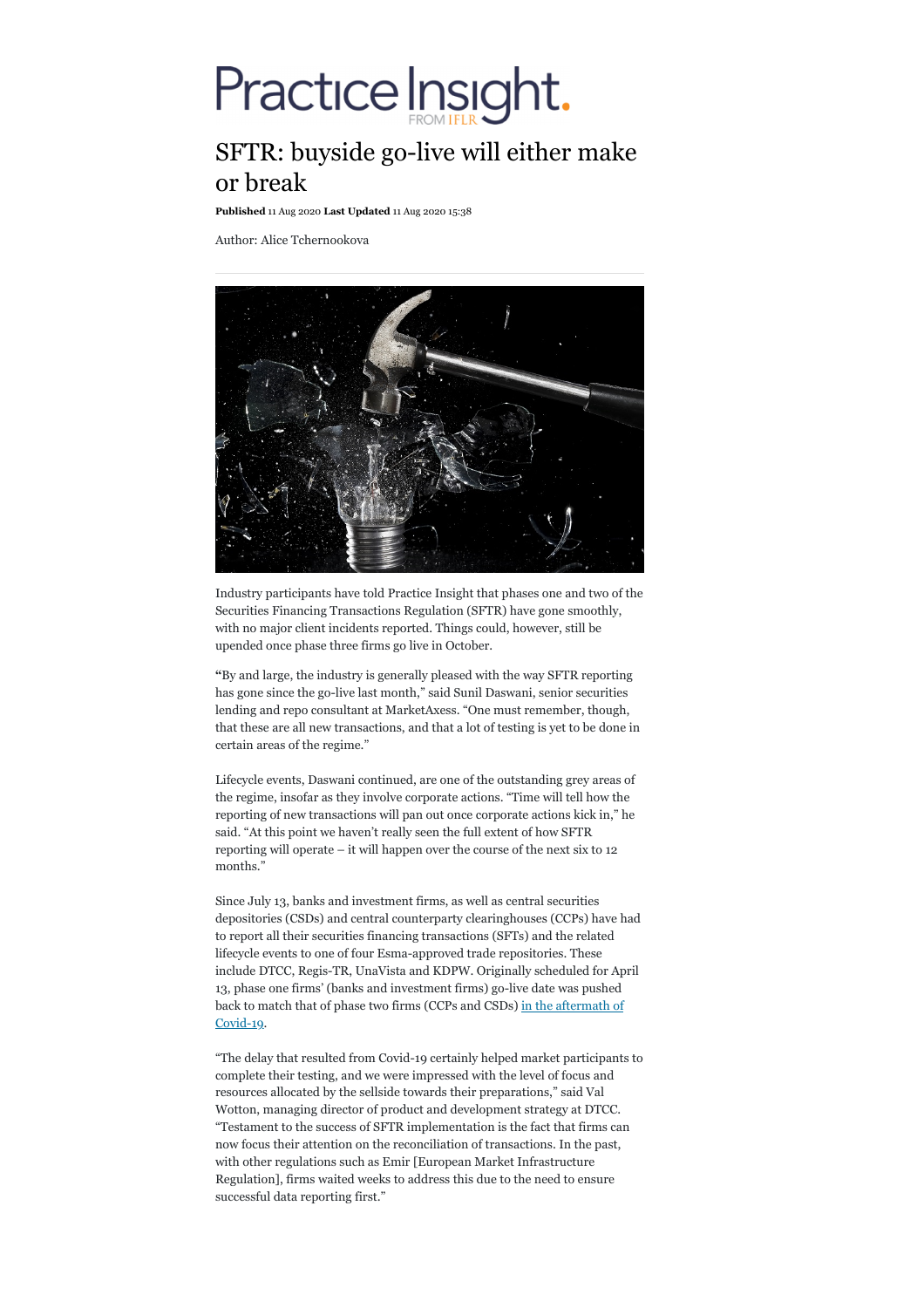# SFTR: buyside go-live will either make or break

**Published** 11 Aug 2020 **Last Updated** 11 Aug 2020 15:38

Author: Alice Tchernookova

Industry participants have told Practice Insight that phases one and two of the Securities Financing Transactions Regulation (SFTR) have gone smoothly, with no major client incidents reported. Things could, however, still be upended once phase three firms go live in October.

"By and large, the industry is generally pleased with the way SFTR reporting has gone since the go-live last month," said Sunil Daswani, senior securities lending and repo consultant at MarketAxess. "One must remember, though, that these are all new transactions, and that a lot of testing is yet to be done in certain areas of the regime."

Lifecycle events, Daswani continued, are one of the outstanding grey areas of the regime, insofar as they involve corporate actions. "Time will tell how the reporting of new transactions will pan out once corporate actions kick in," he said. "At this point we haven't really seen the full extent of how SFTR reporting will operate – it will happen over the course of the next six to 12 months."

Since July 13, banks and investment firms, as well as central securities depositories (CSDs) and central counterparty clearinghouses (CCPs) have had to report all their securities financing transactions (SFTs) and the related lifecycle events to one of four Esma-approved trade repositories. These include DTCC, Regis-TR, UnaVista and KDPW. Originally scheduled for April 13, phase one firms' (banks and investment firms) go-live date was pushed back to match that of phase two firms (CCPs and CSDs) in the aftermath of Covid-19.

"The delay that resulted from Covid-19 certainly helped market participants to complete their testing, and we were impressed with the level of focus and resources allocated by the sellside towards their preparations," said Val Wotton, managing director of product and development strategy at DTCC. "Testament to the success of SFTR implementation is the fact that firms can now focus their attention on the reconciliation of transactions. In the past, with other regulations such as Emir [European Market Infrastructure Regulation], firms waited weeks to address this due to the need to ensure successful data reporting first."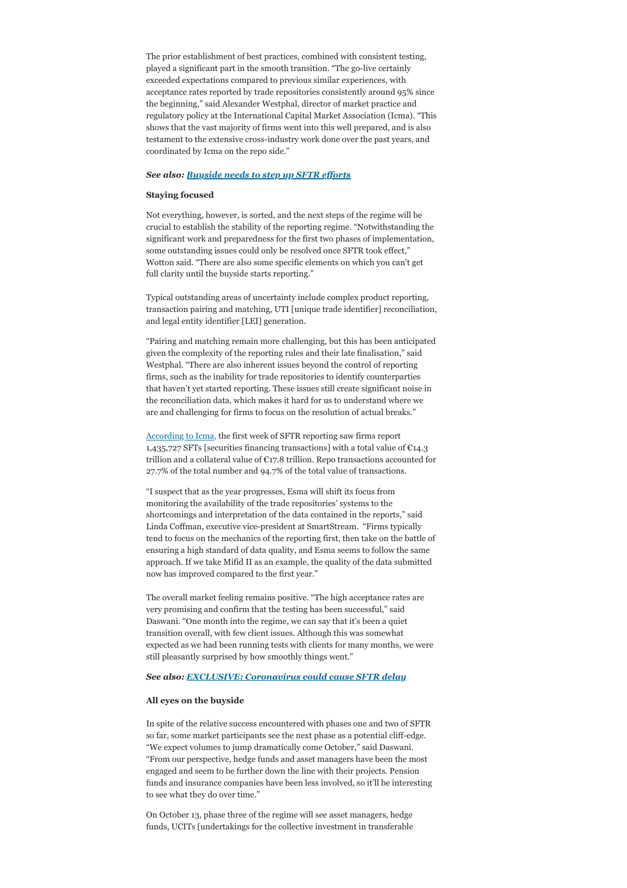The prior establishment of best practices, combined with consistent testing, played a significant part in the smooth transition. "The go-live certainly exceeded expectations compared to previous similar experiences, with acceptance rates reported by trade repositories consistently around 95% since the beginning," said Alexander Westphal, director of market practice and regulatory policy at the International Capital Market Association (Icma). "This shows that the vast majority of firms went into this well prepared, and is also testament to the extensive cross-industry work done over the past years, and coordinated by Icma on the repo side."

***See also: [Buyside needs to step up SFTR efforts]()***

**Staying focused**

Not everything, however, is sorted, and the next steps of the regime will be crucial to establish the stability of the reporting regime. "Notwithstanding the significant work and preparedness for the first two phases of implementation, some outstanding issues could only be resolved once SFTR took effect," Wotton said. "There are also some specific elements on which you can't get full clarity until the buyside starts reporting."

Typical outstanding areas of uncertainty include complex product reporting, transaction pairing and matching, UTI [unique trade identifier] reconciliation, and legal entity identifier [LEI] generation.

"Pairing and matching remain more challenging, but this has been anticipated given the complexity of the reporting rules and their late finalisation," said Westphal. "There are also inherent issues beyond the control of reporting firms, such as the inability for trade repositories to identify counterparties that haven't yet started reporting. These issues still create significant noise in the reconciliation data, which makes it hard for us to understand where we are and challenging for firms to focus on the resolution of actual breaks."

[According to Icma](), the first week of SFTR reporting saw firms report 1,435,727 SFTs [securities financing transactions] with a total value of €14.3 trillion and a collateral value of €17.8 trillion. Repo transactions accounted for 27.7% of the total number and 94.7% of the total value of transactions.

"I suspect that as the year progresses, Esma will shift its focus from monitoring the availability of the trade repositories' systems to the shortcomings and interpretation of the data contained in the reports," said Linda Coffman, executive vice-president at SmartStream. "Firms typically tend to focus on the mechanics of the reporting first, then take on the battle of ensuring a high standard of data quality, and Esma seems to follow the same approach. If we take Mifid II as an example, the quality of the data submitted now has improved compared to the first year."

The overall market feeling remains positive. "The high acceptance rates are very promising and confirm that the testing has been successful," said Daswani. "One month into the regime, we can say that it's been a quiet transition overall, with few client issues. Although this was somewhat expected as we had been running tests with clients for many months, we were still pleasantly surprised by how smoothly things went."

***See also: [EXCLUSIVE: Coronavirus could cause SFTR delay]()***

**All eyes on the buyside**

In spite of the relative success encountered with phases one and two of SFTR so far, some market participants see the next phase as a potential cliff-edge. "We expect volumes to jump dramatically come October," said Daswani. "From our perspective, hedge funds and asset managers have been the most engaged and seem to be further down the line with their projects. Pension funds and insurance companies have been less involved, so it'll be interesting to see what they do over time."

On October 13, phase three of the regime will see asset managers, hedge funds, UCITs [undertakings for the collective investment in transferable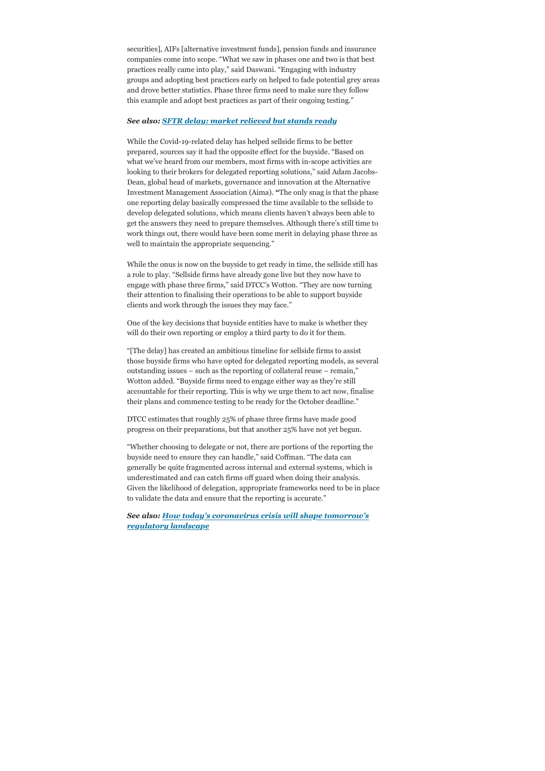securities], AIFs [alternative investment funds], pension funds and insurance companies come into scope. "What we saw in phases one and two is that best practices really came into play," said Daswani. "Engaging with industry groups and adopting best practices early on helped to fade potential grey areas and drove better statistics. Phase three firms need to make sure they follow this example and adopt best practices as part of their ongoing testing."

***See also: [SFTR delay: market relieved but stands ready]()***

While the Covid-19-related delay has helped sellside firms to be better prepared, sources say it had the opposite effect for the buyside. "Based on what we've heard from our members, most firms with in-scope activities are looking to their brokers for delegated reporting solutions," said Adam Jacobs-Dean, global head of markets, governance and innovation at the Alternative Investment Management Association (Aima). **"**The only snag is that the phase one reporting delay basically compressed the time available to the sellside to develop delegated solutions, which means clients haven't always been able to get the answers they need to prepare themselves. Although there's still time to work things out, there would have been some merit in delaying phase three as well to maintain the appropriate sequencing."

While the onus is now on the buyside to get ready in time, the sellside still has a role to play. "Sellside firms have already gone live but they now have to engage with phase three firms," said DTCC's Wotton. "They are now turning their attention to finalising their operations to be able to support buyside clients and work through the issues they may face."

One of the key decisions that buyside entities have to make is whether they will do their own reporting or employ a third party to do it for them.

"[The delay] has created an ambitious timeline for sellside firms to assist those buyside firms who have opted for delegated reporting models, as several outstanding issues – such as the reporting of collateral reuse – remain," Wotton added. "Buyside firms need to engage either way as they're still accountable for their reporting. This is why we urge them to act now, finalise their plans and commence testing to be ready for the October deadline."

DTCC estimates that roughly 25% of phase three firms have made good progress on their preparations, but that another 25% have not yet begun.

"Whether choosing to delegate or not, there are portions of the reporting the buyside need to ensure they can handle," said Coffman. "The data can generally be quite fragmented across internal and external systems, which is underestimated and can catch firms off guard when doing their analysis. Given the likelihood of delegation, appropriate frameworks need to be in place to validate the data and ensure that the reporting is accurate."

***See also: [How today's coronavirus crisis will shape tomorrow's regulatory landscape]()***